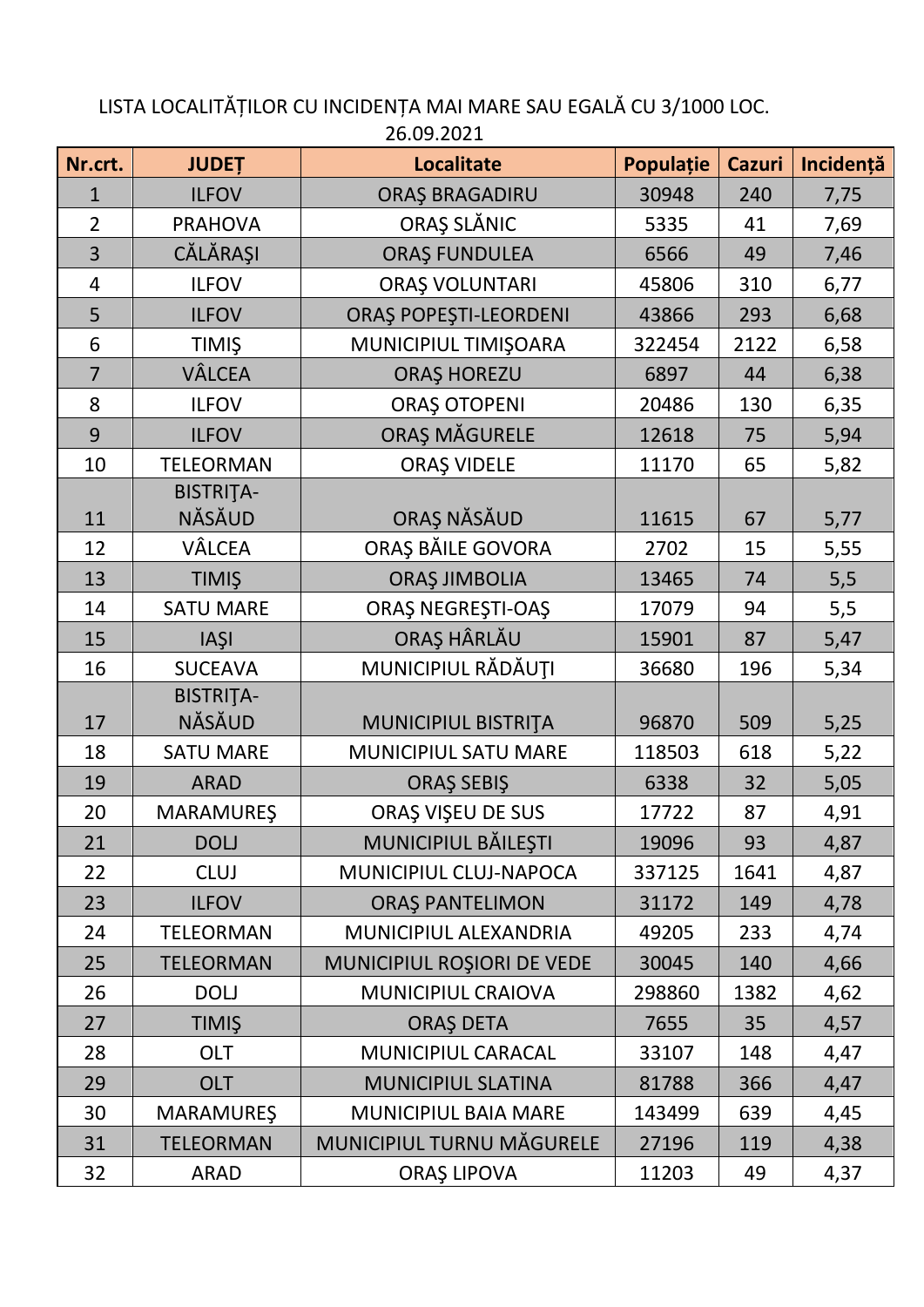LISTA LOCALITĂȚILOR CU INCIDENȚA MAI MARE SAU EGALĂ CU 3/1000 LOC.

26.09.2021

| Nr.crt. | JUDEȚ | Localitate | Populație | Cazuri | Incidență |
|---|---|---|---|---|---|
| 1 | ILFOV | ORAŞ BRAGADIRU | 30948 | 240 | 7,75 |
| 2 | PRAHOVA | ORAŞ SLĂNIC | 5335 | 41 | 7,69 |
| 3 | CĂLĂRAŞI | ORAŞ FUNDULEA | 6566 | 49 | 7,46 |
| 4 | ILFOV | ORAŞ VOLUNTARI | 45806 | 310 | 6,77 |
| 5 | ILFOV | ORAŞ POPEŞTI-LEORDENI | 43866 | 293 | 6,68 |
| 6 | TIMIŞ | MUNICIPIUL TIMIŞOARA | 322454 | 2122 | 6,58 |
| 7 | VÂLCEA | ORAŞ HOREZU | 6897 | 44 | 6,38 |
| 8 | ILFOV | ORAŞ OTOPENI | 20486 | 130 | 6,35 |
| 9 | ILFOV | ORAŞ MĂGURELE | 12618 | 75 | 5,94 |
| 10 | TELEORMAN | ORAŞ VIDELE | 11170 | 65 | 5,82 |
| 11 | BISTRIŢA-NĂSĂUD | ORAŞ NĂSĂUD | 11615 | 67 | 5,77 |
| 12 | VÂLCEA | ORAŞ BĂILE GOVORA | 2702 | 15 | 5,55 |
| 13 | TIMIŞ | ORAŞ JIMBOLIA | 13465 | 74 | 5,5 |
| 14 | SATU MARE | ORAŞ NEGREŞTI-OAŞ | 17079 | 94 | 5,5 |
| 15 | IAŞI | ORAŞ HÂRLĂU | 15901 | 87 | 5,47 |
| 16 | SUCEAVA | MUNICIPIUL RĂDĂUŢI | 36680 | 196 | 5,34 |
| 17 | BISTRIŢA-NĂSĂUD | MUNICIPIUL BISTRIŢA | 96870 | 509 | 5,25 |
| 18 | SATU MARE | MUNICIPIUL SATU MARE | 118503 | 618 | 5,22 |
| 19 | ARAD | ORAŞ SEBIŞ | 6338 | 32 | 5,05 |
| 20 | MARAMUREŞ | ORAŞ VIŞEU DE SUS | 17722 | 87 | 4,91 |
| 21 | DOLJ | MUNICIPIUL BĂILEŞTI | 19096 | 93 | 4,87 |
| 22 | CLUJ | MUNICIPIUL CLUJ-NAPOCA | 337125 | 1641 | 4,87 |
| 23 | ILFOV | ORAŞ PANTELIMON | 31172 | 149 | 4,78 |
| 24 | TELEORMAN | MUNICIPIUL ALEXANDRIA | 49205 | 233 | 4,74 |
| 25 | TELEORMAN | MUNICIPIUL ROŞIORI DE VEDE | 30045 | 140 | 4,66 |
| 26 | DOLJ | MUNICIPIUL CRAIOVA | 298860 | 1382 | 4,62 |
| 27 | TIMIŞ | ORAŞ DETA | 7655 | 35 | 4,57 |
| 28 | OLT | MUNICIPIUL CARACAL | 33107 | 148 | 4,47 |
| 29 | OLT | MUNICIPIUL SLATINA | 81788 | 366 | 4,47 |
| 30 | MARAMUREŞ | MUNICIPIUL BAIA MARE | 143499 | 639 | 4,45 |
| 31 | TELEORMAN | MUNICIPIUL TURNU MĂGURELE | 27196 | 119 | 4,38 |
| 32 | ARAD | ORAŞ LIPOVA | 11203 | 49 | 4,37 |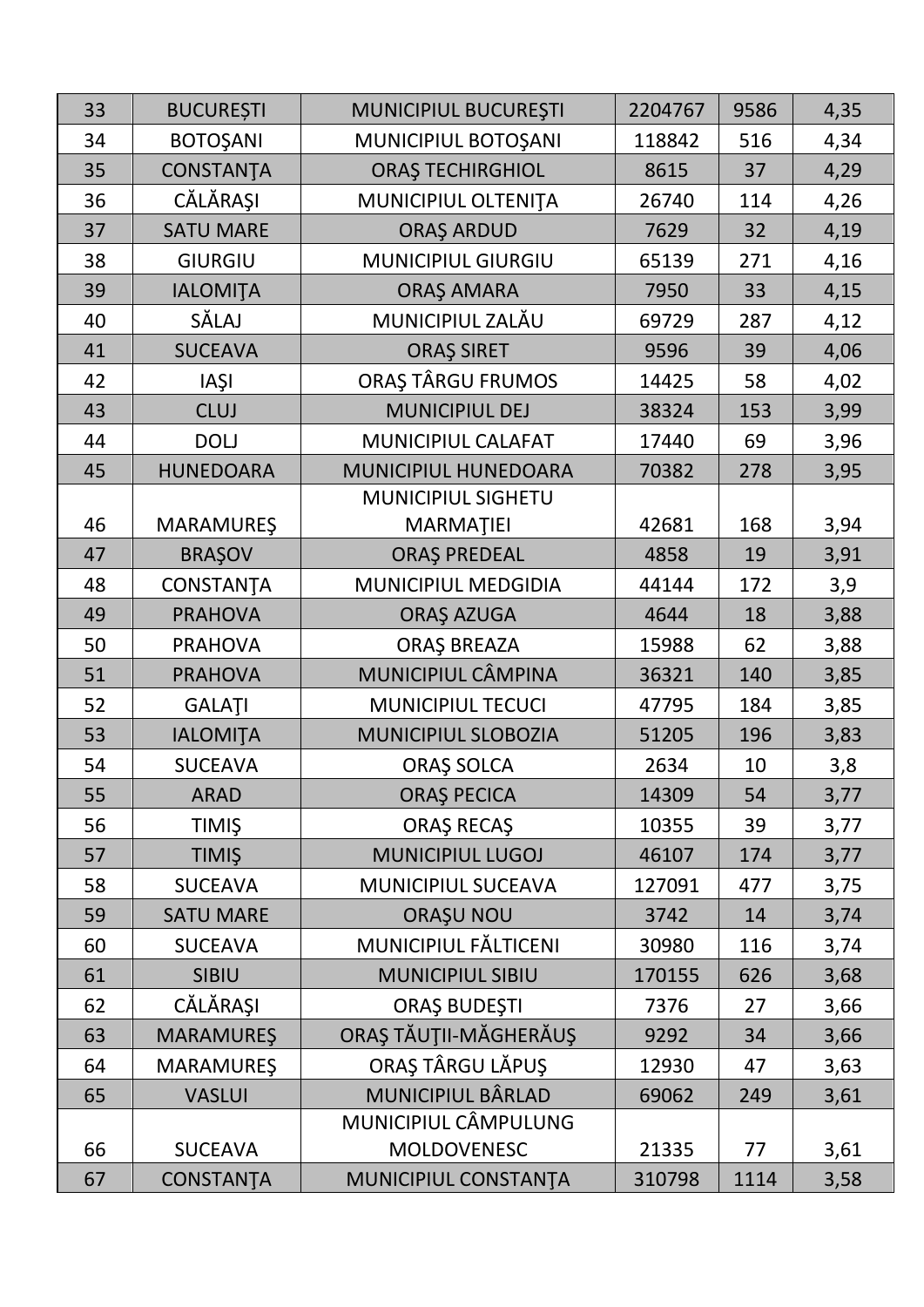| | | | | | |
|---|---|---|---|---|---|
| 33 | BUCUREŞTI | MUNICIPIUL BUCUREŞTI | 2204767 | 9586 | 4,35 |
| 34 | BOTOŞANI | MUNICIPIUL BOTOŞANI | 118842 | 516 | 4,34 |
| 35 | CONSTANŢA | ORAŞ TECHIRGHIOL | 8615 | 37 | 4,29 |
| 36 | CĂLĂRAŞI | MUNICIPIUL OLTENIŢA | 26740 | 114 | 4,26 |
| 37 | SATU MARE | ORAŞ ARDUD | 7629 | 32 | 4,19 |
| 38 | GIURGIU | MUNICIPIUL GIURGIU | 65139 | 271 | 4,16 |
| 39 | IALOMIŢA | ORAŞ AMARA | 7950 | 33 | 4,15 |
| 40 | SĂLAJ | MUNICIPIUL ZALĂU | 69729 | 287 | 4,12 |
| 41 | SUCEAVA | ORAŞ SIRET | 9596 | 39 | 4,06 |
| 42 | IAŞI | ORAŞ TÂRGU FRUMOS | 14425 | 58 | 4,02 |
| 43 | CLUJ | MUNICIPIUL DEJ | 38324 | 153 | 3,99 |
| 44 | DOLJ | MUNICIPIUL CALAFAT | 17440 | 69 | 3,96 |
| 45 | HUNEDOARA | MUNICIPIUL HUNEDOARA | 70382 | 278 | 3,95 |
| 46 | MARAMUREŞ | MUNICIPIUL SIGHETU MARMAŢIEI | 42681 | 168 | 3,94 |
| 47 | BRAŞOV | ORAŞ PREDEAL | 4858 | 19 | 3,91 |
| 48 | CONSTANŢA | MUNICIPIUL MEDGIDIA | 44144 | 172 | 3,9 |
| 49 | PRAHOVA | ORAŞ AZUGA | 4644 | 18 | 3,88 |
| 50 | PRAHOVA | ORAŞ BREAZA | 15988 | 62 | 3,88 |
| 51 | PRAHOVA | MUNICIPIUL CÂMPINA | 36321 | 140 | 3,85 |
| 52 | GALAŢI | MUNICIPIUL TECUCI | 47795 | 184 | 3,85 |
| 53 | IALOMIŢA | MUNICIPIUL SLOBOZIA | 51205 | 196 | 3,83 |
| 54 | SUCEAVA | ORAŞ SOLCA | 2634 | 10 | 3,8 |
| 55 | ARAD | ORAŞ PECICA | 14309 | 54 | 3,77 |
| 56 | TIMIŞ | ORAŞ RECAŞ | 10355 | 39 | 3,77 |
| 57 | TIMIŞ | MUNICIPIUL LUGOJ | 46107 | 174 | 3,77 |
| 58 | SUCEAVA | MUNICIPIUL SUCEAVA | 127091 | 477 | 3,75 |
| 59 | SATU MARE | ORAŞU NOU | 3742 | 14 | 3,74 |
| 60 | SUCEAVA | MUNICIPIUL FĂLTICENI | 30980 | 116 | 3,74 |
| 61 | SIBIU | MUNICIPIUL SIBIU | 170155 | 626 | 3,68 |
| 62 | CĂLĂRAŞI | ORAŞ BUDEŞTI | 7376 | 27 | 3,66 |
| 63 | MARAMUREŞ | ORAŞ TĂUŢII-MĂGHERĂUŞ | 9292 | 34 | 3,66 |
| 64 | MARAMUREŞ | ORAŞ TÂRGU LĂPUŞ | 12930 | 47 | 3,63 |
| 65 | VASLUI | MUNICIPIUL BÂRLAD | 69062 | 249 | 3,61 |
| 66 | SUCEAVA | MUNICIPIUL CÂMPULUNG MOLDOVENESC | 21335 | 77 | 3,61 |
| 67 | CONSTANŢA | MUNICIPIUL CONSTANŢA | 310798 | 1114 | 3,58 |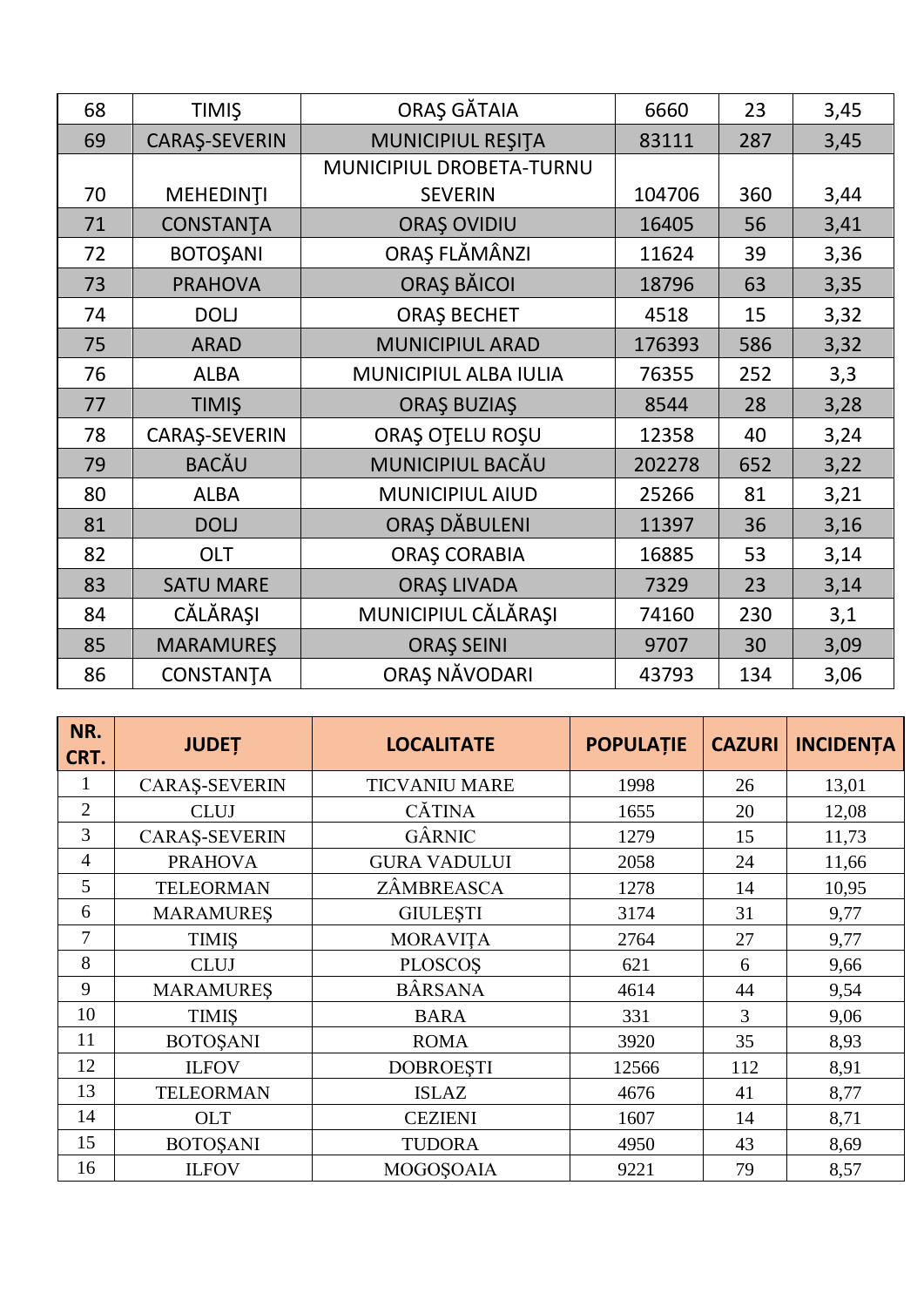| | | | | | |
|---|---|---|---|---|---|
| 68 | TIMIŞ | ORAŞ GĂTAIA | 6660 | 23 | 3,45 |
| 69 | CARAŞ-SEVERIN | MUNICIPIUL REŞIŢA | 83111 | 287 | 3,45 |
| 70 | MEHEDINŢI | MUNICIPIUL DROBETA-TURNU SEVERIN | 104706 | 360 | 3,44 |
| 71 | CONSTANŢA | ORAŞ OVIDIU | 16405 | 56 | 3,41 |
| 72 | BOTOŞANI | ORAŞ FLĂMÂNZI | 11624 | 39 | 3,36 |
| 73 | PRAHOVA | ORAŞ BĂICOI | 18796 | 63 | 3,35 |
| 74 | DOLJ | ORAŞ BECHET | 4518 | 15 | 3,32 |
| 75 | ARAD | MUNICIPIUL ARAD | 176393 | 586 | 3,32 |
| 76 | ALBA | MUNICIPIUL ALBA IULIA | 76355 | 252 | 3,3 |
| 77 | TIMIŞ | ORAŞ BUZIAŞ | 8544 | 28 | 3,28 |
| 78 | CARAŞ-SEVERIN | ORAŞ OŢELU ROŞU | 12358 | 40 | 3,24 |
| 79 | BACĂU | MUNICIPIUL BACĂU | 202278 | 652 | 3,22 |
| 80 | ALBA | MUNICIPIUL AIUD | 25266 | 81 | 3,21 |
| 81 | DOLJ | ORAŞ DĂBULENI | 11397 | 36 | 3,16 |
| 82 | OLT | ORAŞ CORABIA | 16885 | 53 | 3,14 |
| 83 | SATU MARE | ORAŞ LIVADA | 7329 | 23 | 3,14 |
| 84 | CĂLĂRAŞI | MUNICIPIUL CĂLĂRAŞI | 74160 | 230 | 3,1 |
| 85 | MARAMUREŞ | ORAŞ SEINI | 9707 | 30 | 3,09 |
| 86 | CONSTANŢA | ORAŞ NĂVODARI | 43793 | 134 | 3,06 |

| NR. CRT. | JUDEȚ | LOCALITATE | POPULAȚIE | CAZURI | INCIDENȚA |
|---|---|---|---|---|---|
| 1 | CARAŞ-SEVERIN | TICVANIU MARE | 1998 | 26 | 13,01 |
| 2 | CLUJ | CĂTINA | 1655 | 20 | 12,08 |
| 3 | CARAŞ-SEVERIN | GÂRNIC | 1279 | 15 | 11,73 |
| 4 | PRAHOVA | GURA VADULUI | 2058 | 24 | 11,66 |
| 5 | TELEORMAN | ZÂMBREASCA | 1278 | 14 | 10,95 |
| 6 | MARAMUREŞ | GIULEŞTI | 3174 | 31 | 9,77 |
| 7 | TIMIŞ | MORAVIŢA | 2764 | 27 | 9,77 |
| 8 | CLUJ | PLOSCOŞ | 621 | 6 | 9,66 |
| 9 | MARAMUREŞ | BÂRSANA | 4614 | 44 | 9,54 |
| 10 | TIMIŞ | BARA | 331 | 3 | 9,06 |
| 11 | BOTOŞANI | ROMA | 3920 | 35 | 8,93 |
| 12 | ILFOV | DOBROEŞTI | 12566 | 112 | 8,91 |
| 13 | TELEORMAN | ISLAZ | 4676 | 41 | 8,77 |
| 14 | OLT | CEZIENI | 1607 | 14 | 8,71 |
| 15 | BOTOŞANI | TUDORA | 4950 | 43 | 8,69 |
| 16 | ILFOV | MOGOŞOAIA | 9221 | 79 | 8,57 |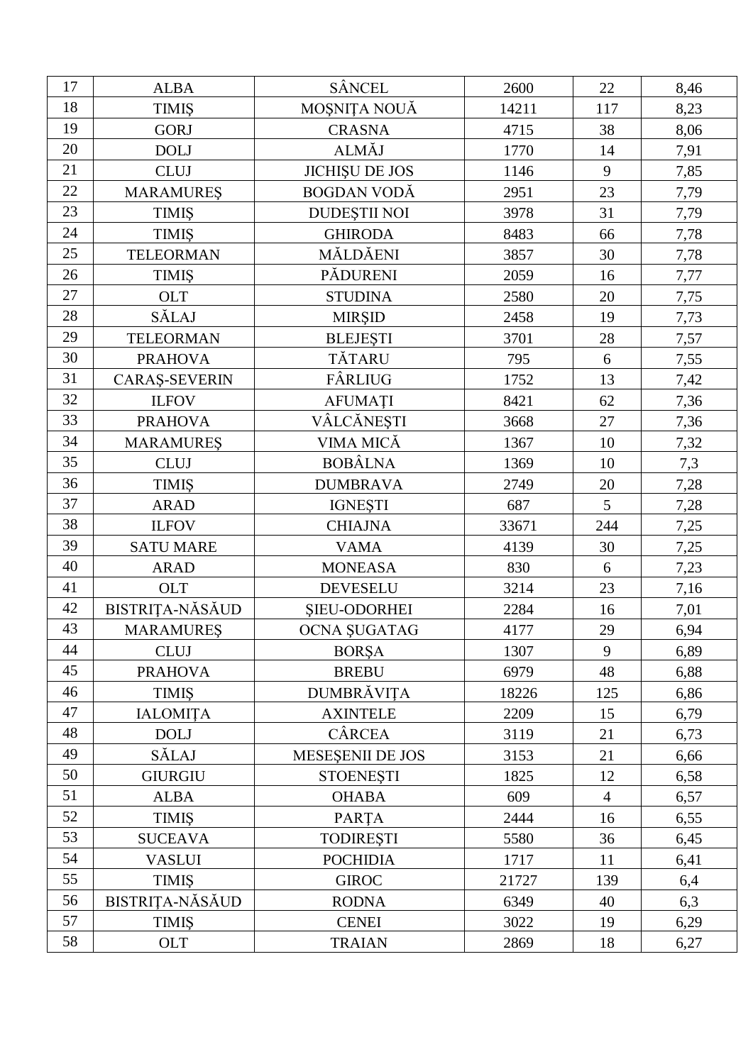| | | | | | |
|---|---|---|---|---|---|
| 17 | ALBA | SÂNCEL | 2600 | 22 | 8,46 |
| 18 | TIMIŞ | MOŞNIȚA NOUĂ | 14211 | 117 | 8,23 |
| 19 | GORJ | CRASNA | 4715 | 38 | 8,06 |
| 20 | DOLJ | ALMĂJ | 1770 | 14 | 7,91 |
| 21 | CLUJ | JICHIŞU DE JOS | 1146 | 9 | 7,85 |
| 22 | MARAMUREŞ | BOGDAN VODĂ | 2951 | 23 | 7,79 |
| 23 | TIMIŞ | DUDEŞTII NOI | 3978 | 31 | 7,79 |
| 24 | TIMIŞ | GHIRODA | 8483 | 66 | 7,78 |
| 25 | TELEORMAN | MĂLDĂENI | 3857 | 30 | 7,78 |
| 26 | TIMIŞ | PĂDURENI | 2059 | 16 | 7,77 |
| 27 | OLT | STUDINA | 2580 | 20 | 7,75 |
| 28 | SĂLAJ | MIRŞID | 2458 | 19 | 7,73 |
| 29 | TELEORMAN | BLEJEŞTI | 3701 | 28 | 7,57 |
| 30 | PRAHOVA | TĂTARU | 795 | 6 | 7,55 |
| 31 | CARAŞ-SEVERIN | FÂRLIUG | 1752 | 13 | 7,42 |
| 32 | ILFOV | AFUMAȚI | 8421 | 62 | 7,36 |
| 33 | PRAHOVA | VÂLCĂNEŞTI | 3668 | 27 | 7,36 |
| 34 | MARAMUREŞ | VIMA MICĂ | 1367 | 10 | 7,32 |
| 35 | CLUJ | BOBÂLNA | 1369 | 10 | 7,3 |
| 36 | TIMIŞ | DUMBRAVA | 2749 | 20 | 7,28 |
| 37 | ARAD | IGNEŞTI | 687 | 5 | 7,28 |
| 38 | ILFOV | CHIAJNA | 33671 | 244 | 7,25 |
| 39 | SATU MARE | VAMA | 4139 | 30 | 7,25 |
| 40 | ARAD | MONEASA | 830 | 6 | 7,23 |
| 41 | OLT | DEVESELU | 3214 | 23 | 7,16 |
| 42 | BISTRIȚA-NĂSĂUD | ŞIEU-ODORHEI | 2284 | 16 | 7,01 |
| 43 | MARAMUREŞ | OCNA ŞUGATAG | 4177 | 29 | 6,94 |
| 44 | CLUJ | BORŞA | 1307 | 9 | 6,89 |
| 45 | PRAHOVA | BREBU | 6979 | 48 | 6,88 |
| 46 | TIMIŞ | DUMBRĂVIȚA | 18226 | 125 | 6,86 |
| 47 | IALOMIȚA | AXINTELE | 2209 | 15 | 6,79 |
| 48 | DOLJ | CÂRCEA | 3119 | 21 | 6,73 |
| 49 | SĂLAJ | MESEŞENII DE JOS | 3153 | 21 | 6,66 |
| 50 | GIURGIU | STOENEŞTI | 1825 | 12 | 6,58 |
| 51 | ALBA | OHABA | 609 | 4 | 6,57 |
| 52 | TIMIŞ | PARȚA | 2444 | 16 | 6,55 |
| 53 | SUCEAVA | TODIREŞTI | 5580 | 36 | 6,45 |
| 54 | VASLUI | POCHIDIA | 1717 | 11 | 6,41 |
| 55 | TIMIŞ | GIROC | 21727 | 139 | 6,4 |
| 56 | BISTRIȚA-NĂSĂUD | RODNA | 6349 | 40 | 6,3 |
| 57 | TIMIŞ | CENEI | 3022 | 19 | 6,29 |
| 58 | OLT | TRAIAN | 2869 | 18 | 6,27 |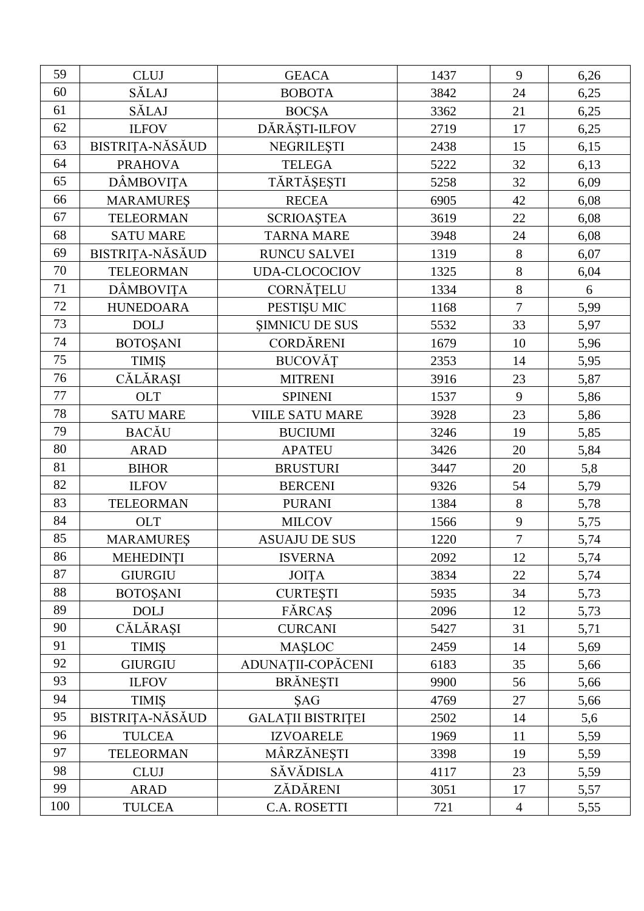| | | | | | |
|---|---|---|---|---|---|
| 59 | CLUJ | GEACA | 1437 | 9 | 6,26 |
| 60 | SĂLAJ | BOBOTA | 3842 | 24 | 6,25 |
| 61 | SĂLAJ | BOCȘA | 3362 | 21 | 6,25 |
| 62 | ILFOV | DĂRĂȘTI-ILFOV | 2719 | 17 | 6,25 |
| 63 | BISTRIȚA-NĂSĂUD | NEGRILEȘTI | 2438 | 15 | 6,15 |
| 64 | PRAHOVA | TELEGA | 5222 | 32 | 6,13 |
| 65 | DÂMBOVIȚA | TĂRTĂȘEȘTI | 5258 | 32 | 6,09 |
| 66 | MARAMUREŞ | RECEA | 6905 | 42 | 6,08 |
| 67 | TELEORMAN | SCRIOAŞTEA | 3619 | 22 | 6,08 |
| 68 | SATU MARE | TARNA MARE | 3948 | 24 | 6,08 |
| 69 | BISTRIŢA-NĂSĂUD | RUNCU SALVEI | 1319 | 8 | 6,07 |
| 70 | TELEORMAN | UDA-CLOCOCIOV | 1325 | 8 | 6,04 |
| 71 | DÂMBOVIȚA | CORNĂȚELU | 1334 | 8 | 6 |
| 72 | HUNEDOARA | PESTIŞU MIC | 1168 | 7 | 5,99 |
| 73 | DOLJ | ŞIMNICU DE SUS | 5532 | 33 | 5,97 |
| 74 | BOTOŞANI | CORDĂRENI | 1679 | 10 | 5,96 |
| 75 | TIMIŞ | BUCOVĂŢ | 2353 | 14 | 5,95 |
| 76 | CĂLĂRAŞI | MITRENI | 3916 | 23 | 5,87 |
| 77 | OLT | SPINENI | 1537 | 9 | 5,86 |
| 78 | SATU MARE | VIILE SATU MARE | 3928 | 23 | 5,86 |
| 79 | BACĂU | BUCIUMI | 3246 | 19 | 5,85 |
| 80 | ARAD | APATEU | 3426 | 20 | 5,84 |
| 81 | BIHOR | BRUSTURI | 3447 | 20 | 5,8 |
| 82 | ILFOV | BERCENI | 9326 | 54 | 5,79 |
| 83 | TELEORMAN | PURANI | 1384 | 8 | 5,78 |
| 84 | OLT | MILCOV | 1566 | 9 | 5,75 |
| 85 | MARAMUREŞ | ASUAJU DE SUS | 1220 | 7 | 5,74 |
| 86 | MEHEDINŢI | ISVERNA | 2092 | 12 | 5,74 |
| 87 | GIURGIU | JOIȚA | 3834 | 22 | 5,74 |
| 88 | BOTOŞANI | CURTEŞTI | 5935 | 34 | 5,73 |
| 89 | DOLJ | FĂRCAŞ | 2096 | 12 | 5,73 |
| 90 | CĂLĂRAŞI | CURCANI | 5427 | 31 | 5,71 |
| 91 | TIMIŞ | MAŞLOC | 2459 | 14 | 5,69 |
| 92 | GIURGIU | ADUNAŢII-COPĂCENI | 6183 | 35 | 5,66 |
| 93 | ILFOV | BRĂNEŞTI | 9900 | 56 | 5,66 |
| 94 | TIMIŞ | ŞAG | 4769 | 27 | 5,66 |
| 95 | BISTRIŢA-NĂSĂUD | GALAŢII BISTRIŢEI | 2502 | 14 | 5,6 |
| 96 | TULCEA | IZVOARELE | 1969 | 11 | 5,59 |
| 97 | TELEORMAN | MÂRZĂNEŞTI | 3398 | 19 | 5,59 |
| 98 | CLUJ | SĂVĂDISLA | 4117 | 23 | 5,59 |
| 99 | ARAD | ZĂDĂRENI | 3051 | 17 | 5,57 |
| 100 | TULCEA | C.A. ROSETTI | 721 | 4 | 5,55 |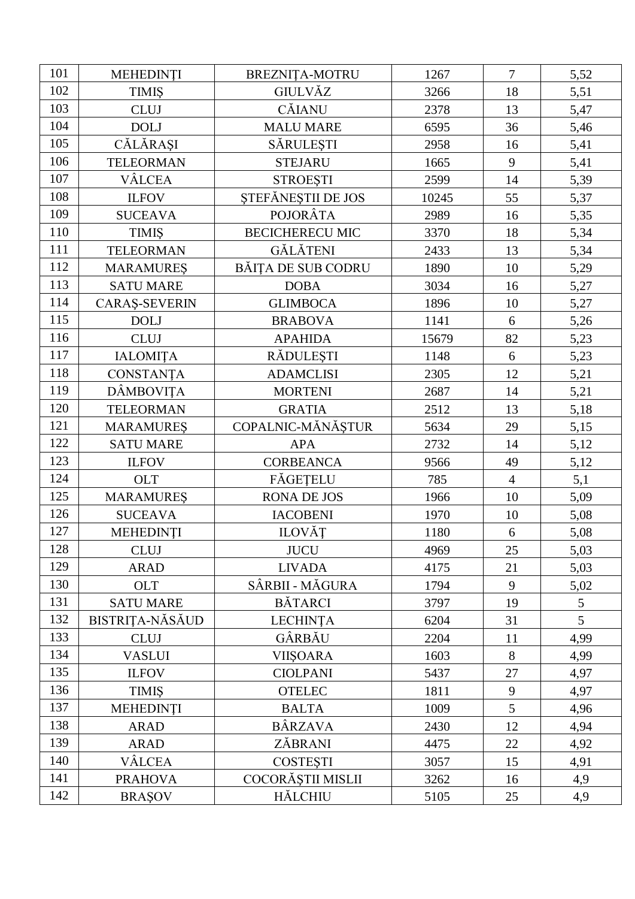| | | | | | |
|---|---|---|---|---|---|
| 101 | MEHEDINȚI | BREZNIȚA-MOTRU | 1267 | 7 | 5,52 |
| 102 | TIMIȘ | GIULVĂZ | 3266 | 18 | 5,51 |
| 103 | CLUJ | CĂIANU | 2378 | 13 | 5,47 |
| 104 | DOLJ | MALU MARE | 6595 | 36 | 5,46 |
| 105 | CĂLĂRAȘI | SĂRULEȘTI | 2958 | 16 | 5,41 |
| 106 | TELEORMAN | STEJARU | 1665 | 9 | 5,41 |
| 107 | VÂLCEA | STROEȘTI | 2599 | 14 | 5,39 |
| 108 | ILFOV | ŞTEFĂNEŞTII DE JOS | 10245 | 55 | 5,37 |
| 109 | SUCEAVA | POJORÂTA | 2989 | 16 | 5,35 |
| 110 | TIMIȘ | BECICHERECU MIC | 3370 | 18 | 5,34 |
| 111 | TELEORMAN | GĂLĂTENI | 2433 | 13 | 5,34 |
| 112 | MARAMUREŞ | BĂIȚA DE SUB CODRU | 1890 | 10 | 5,29 |
| 113 | SATU MARE | DOBA | 3034 | 16 | 5,27 |
| 114 | CARAȘ-SEVERIN | GLIMBOCA | 1896 | 10 | 5,27 |
| 115 | DOLJ | BRABOVA | 1141 | 6 | 5,26 |
| 116 | CLUJ | APAHIDA | 15679 | 82 | 5,23 |
| 117 | IALOMIȚA | RĂDULEŞTI | 1148 | 6 | 5,23 |
| 118 | CONSTANȚA | ADAMCLISI | 2305 | 12 | 5,21 |
| 119 | DÂMBOVIȚA | MORTENI | 2687 | 14 | 5,21 |
| 120 | TELEORMAN | GRATIA | 2512 | 13 | 5,18 |
| 121 | MARAMUREŞ | COPALNIC-MĂNĂŞTUR | 5634 | 29 | 5,15 |
| 122 | SATU MARE | APA | 2732 | 14 | 5,12 |
| 123 | ILFOV | CORBEANCA | 9566 | 49 | 5,12 |
| 124 | OLT | FĂGEȚELU | 785 | 4 | 5,1 |
| 125 | MARAMUREŞ | RONA DE JOS | 1966 | 10 | 5,09 |
| 126 | SUCEAVA | IACOBENI | 1970 | 10 | 5,08 |
| 127 | MEHEDINŢI | ILOVĂŢ | 1180 | 6 | 5,08 |
| 128 | CLUJ | JUCU | 4969 | 25 | 5,03 |
| 129 | ARAD | LIVADA | 4175 | 21 | 5,03 |
| 130 | OLT | SÂRBII - MĂGURA | 1794 | 9 | 5,02 |
| 131 | SATU MARE | BĂTARCI | 3797 | 19 | 5 |
| 132 | BISTRIȚA-NĂSĂUD | LECHINȚA | 6204 | 31 | 5 |
| 133 | CLUJ | GÂRBĂU | 2204 | 11 | 4,99 |
| 134 | VASLUI | VIIŞOARA | 1603 | 8 | 4,99 |
| 135 | ILFOV | CIOLPANI | 5437 | 27 | 4,97 |
| 136 | TIMIȘ | OTELEC | 1811 | 9 | 4,97 |
| 137 | MEHEDINŢI | BALTA | 1009 | 5 | 4,96 |
| 138 | ARAD | BÂRZAVA | 2430 | 12 | 4,94 |
| 139 | ARAD | ZĂBRANI | 4475 | 22 | 4,92 |
| 140 | VÂLCEA | COSTEȘTI | 3057 | 15 | 4,91 |
| 141 | PRAHOVA | COCORĂŞTII MISLII | 3262 | 16 | 4,9 |
| 142 | BRAŞOV | HĂLCHIU | 5105 | 25 | 4,9 |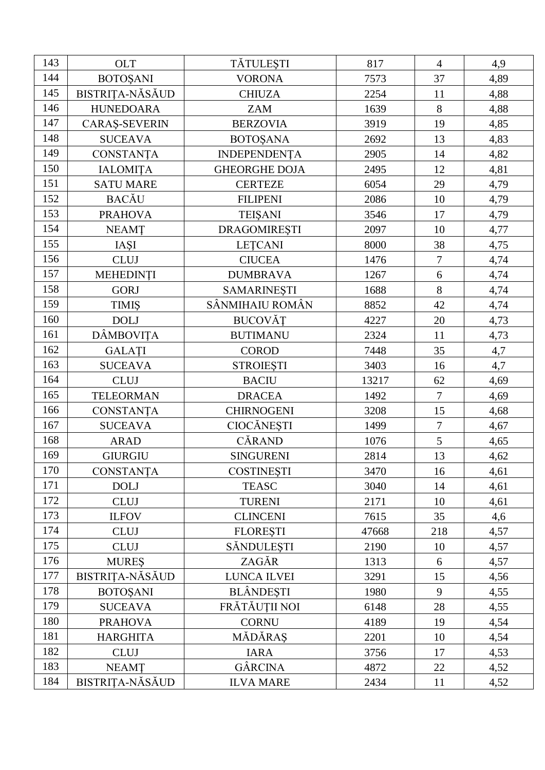| | | | | | |
|---|---|---|---|---|---|
| 143 | OLT | TĂTULEŞTI | 817 | 4 | 4,9 |
| 144 | BOTOŞANI | VORONA | 7573 | 37 | 4,89 |
| 145 | BISTRIŢA-NĂSĂUD | CHIUZA | 2254 | 11 | 4,88 |
| 146 | HUNEDOARA | ZAM | 1639 | 8 | 4,88 |
| 147 | CARAŞ-SEVERIN | BERZOVIA | 3919 | 19 | 4,85 |
| 148 | SUCEAVA | BOTOŞANA | 2692 | 13 | 4,83 |
| 149 | CONSTANŢA | INDEPENDENŢA | 2905 | 14 | 4,82 |
| 150 | IALOMIŢA | GHEORGHE DOJA | 2495 | 12 | 4,81 |
| 151 | SATU MARE | CERTEZE | 6054 | 29 | 4,79 |
| 152 | BACĂU | FILIPENI | 2086 | 10 | 4,79 |
| 153 | PRAHOVA | TEIŞANI | 3546 | 17 | 4,79 |
| 154 | NEAMŢ | DRAGOMIREŞTI | 2097 | 10 | 4,77 |
| 155 | IAŞI | LEŢCANI | 8000 | 38 | 4,75 |
| 156 | CLUJ | CIUCEA | 1476 | 7 | 4,74 |
| 157 | MEHEDINŢI | DUMBRAVA | 1267 | 6 | 4,74 |
| 158 | GORJ | SAMARINEŞTI | 1688 | 8 | 4,74 |
| 159 | TIMIŞ | SÂNMIHAIU ROMÂN | 8852 | 42 | 4,74 |
| 160 | DOLJ | BUCOVĂŢ | 4227 | 20 | 4,73 |
| 161 | DÂMBOVIŢA | BUTIMANU | 2324 | 11 | 4,73 |
| 162 | GALAŢI | COROD | 7448 | 35 | 4,7 |
| 163 | SUCEAVA | STROIEŞTI | 3403 | 16 | 4,7 |
| 164 | CLUJ | BACIU | 13217 | 62 | 4,69 |
| 165 | TELEORMAN | DRACEA | 1492 | 7 | 4,69 |
| 166 | CONSTANŢA | CHIRNOGENI | 3208 | 15 | 4,68 |
| 167 | SUCEAVA | CIOCĂNEŞTI | 1499 | 7 | 4,67 |
| 168 | ARAD | CĂRAND | 1076 | 5 | 4,65 |
| 169 | GIURGIU | SINGURENI | 2814 | 13 | 4,62 |
| 170 | CONSTANŢA | COSTINEŞTI | 3470 | 16 | 4,61 |
| 171 | DOLJ | TEASC | 3040 | 14 | 4,61 |
| 172 | CLUJ | TURENI | 2171 | 10 | 4,61 |
| 173 | ILFOV | CLINCENI | 7615 | 35 | 4,6 |
| 174 | CLUJ | FLOREŞTI | 47668 | 218 | 4,57 |
| 175 | CLUJ | SĂNDULEŞTI | 2190 | 10 | 4,57 |
| 176 | MUREŞ | ZAGĂR | 1313 | 6 | 4,57 |
| 177 | BISTRIŢA-NĂSĂUD | LUNCA ILVEI | 3291 | 15 | 4,56 |
| 178 | BOTOŞANI | BLÂNDEŞTI | 1980 | 9 | 4,55 |
| 179 | SUCEAVA | FRĂTĂUŢII NOI | 6148 | 28 | 4,55 |
| 180 | PRAHOVA | CORNU | 4189 | 19 | 4,54 |
| 181 | HARGHITA | MĂDĂRAŞ | 2201 | 10 | 4,54 |
| 182 | CLUJ | IARA | 3756 | 17 | 4,53 |
| 183 | NEAMŢ | GÂRCINA | 4872 | 22 | 4,52 |
| 184 | BISTRIŢA-NĂSĂUD | ILVA MARE | 2434 | 11 | 4,52 |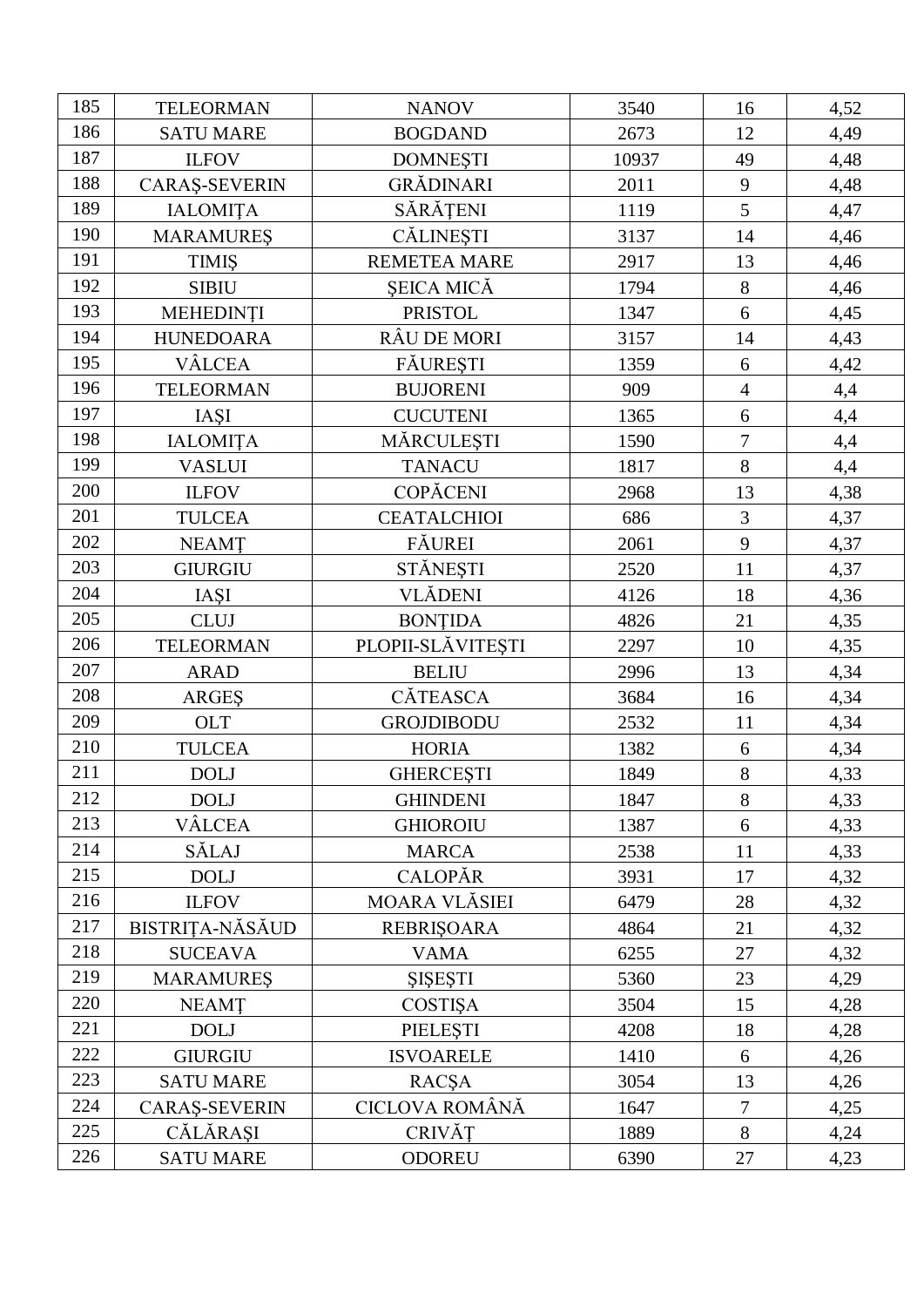| | | | | | |
|---|---|---|---|---|---|
| 185 | TELEORMAN | NANOV | 3540 | 16 | 4,52 |
| 186 | SATU MARE | BOGDAND | 2673 | 12 | 4,49 |
| 187 | ILFOV | DOMNEŞTI | 10937 | 49 | 4,48 |
| 188 | CARAŞ-SEVERIN | GRĂDINARI | 2011 | 9 | 4,48 |
| 189 | IALOMIȚA | SĂRĂŢENI | 1119 | 5 | 4,47 |
| 190 | MARAMUREŞ | CĂLINEŞTI | 3137 | 14 | 4,46 |
| 191 | TIMIŞ | REMETEA MARE | 2917 | 13 | 4,46 |
| 192 | SIBIU | ŞEICA MICĂ | 1794 | 8 | 4,46 |
| 193 | MEHEDINŢI | PRISTOL | 1347 | 6 | 4,45 |
| 194 | HUNEDOARA | RÂU DE MORI | 3157 | 14 | 4,43 |
| 195 | VÂLCEA | FĂUREŞTI | 1359 | 6 | 4,42 |
| 196 | TELEORMAN | BUJORENI | 909 | 4 | 4,4 |
| 197 | IAŞI | CUCUTENI | 1365 | 6 | 4,4 |
| 198 | IALOMIȚA | MĂRCULEŞTI | 1590 | 7 | 4,4 |
| 199 | VASLUI | TANACU | 1817 | 8 | 4,4 |
| 200 | ILFOV | COPĂCENI | 2968 | 13 | 4,38 |
| 201 | TULCEA | CEATALCHIOI | 686 | 3 | 4,37 |
| 202 | NEAMŢ | FĂUREI | 2061 | 9 | 4,37 |
| 203 | GIURGIU | STĂNEŞTI | 2520 | 11 | 4,37 |
| 204 | IAŞI | VLĂDENI | 4126 | 18 | 4,36 |
| 205 | CLUJ | BONŢIDA | 4826 | 21 | 4,35 |
| 206 | TELEORMAN | PLOPII-SLĂVITEŞTI | 2297 | 10 | 4,35 |
| 207 | ARAD | BELIU | 2996 | 13 | 4,34 |
| 208 | ARGEŞ | CĂTEASCA | 3684 | 16 | 4,34 |
| 209 | OLT | GROJDIBODU | 2532 | 11 | 4,34 |
| 210 | TULCEA | HORIA | 1382 | 6 | 4,34 |
| 211 | DOLJ | GHERCEŞTI | 1849 | 8 | 4,33 |
| 212 | DOLJ | GHINDENI | 1847 | 8 | 4,33 |
| 213 | VÂLCEA | GHIOROIU | 1387 | 6 | 4,33 |
| 214 | SĂLAJ | MARCA | 2538 | 11 | 4,33 |
| 215 | DOLJ | CALOPĂR | 3931 | 17 | 4,32 |
| 216 | ILFOV | MOARA VLĂSIEI | 6479 | 28 | 4,32 |
| 217 | BISTRIȚA-NĂSĂUD | REBRIŞOARA | 4864 | 21 | 4,32 |
| 218 | SUCEAVA | VAMA | 6255 | 27 | 4,32 |
| 219 | MARAMUREŞ | ŞIŞEŞTI | 5360 | 23 | 4,29 |
| 220 | NEAMŢ | COSTIŞA | 3504 | 15 | 4,28 |
| 221 | DOLJ | PIELEŞTI | 4208 | 18 | 4,28 |
| 222 | GIURGIU | ISVOARELE | 1410 | 6 | 4,26 |
| 223 | SATU MARE | RACŞA | 3054 | 13 | 4,26 |
| 224 | CARAŞ-SEVERIN | CICLOVA ROMÂNĂ | 1647 | 7 | 4,25 |
| 225 | CĂLĂRAŞI | CRIVĂŢ | 1889 | 8 | 4,24 |
| 226 | SATU MARE | ODOREU | 6390 | 27 | 4,23 |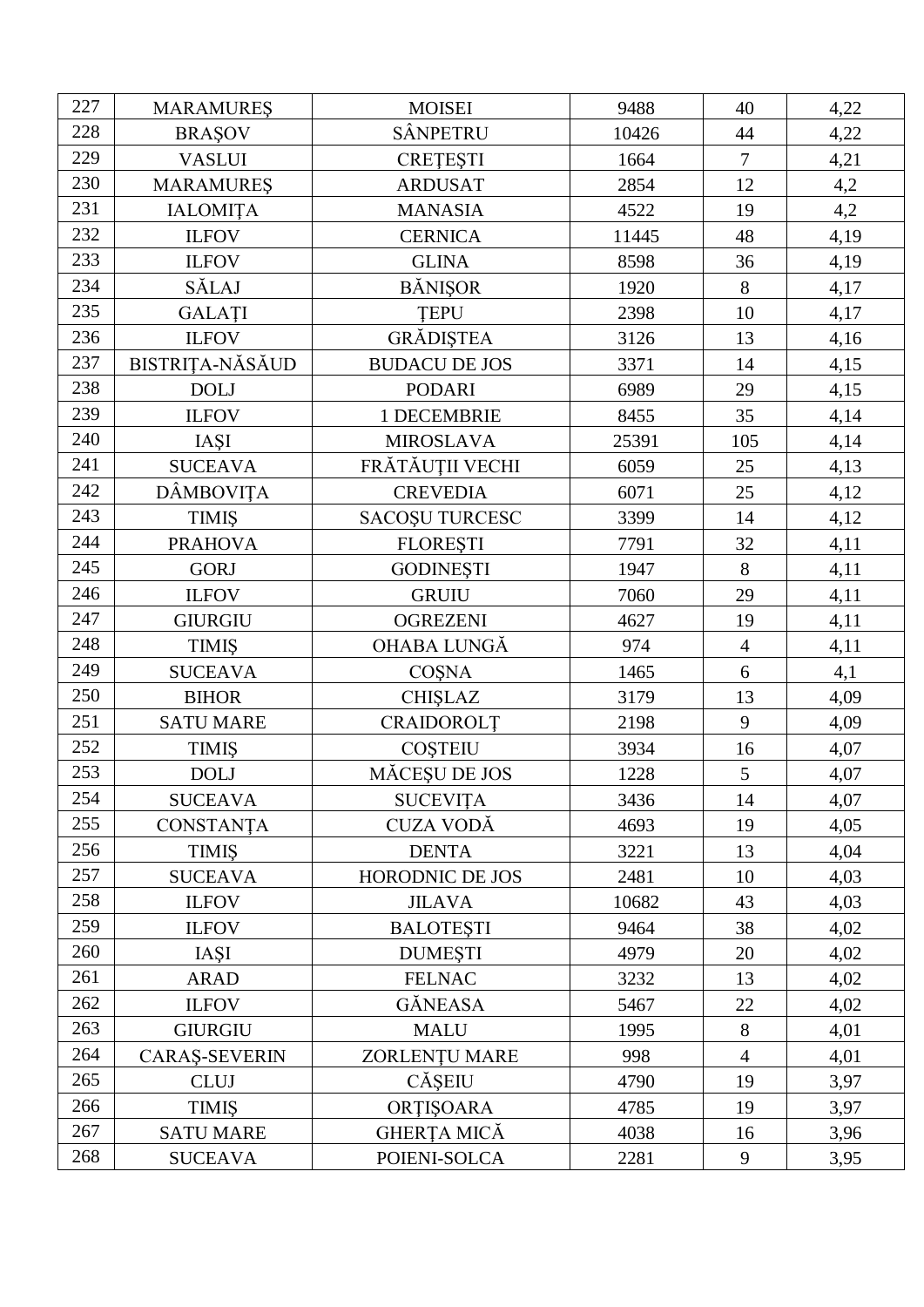| | | | | | |
|---|---|---|---|---|---|
| 227 | MARAMUREŞ | MOISEI | 9488 | 40 | 4,22 |
| 228 | BRAŞOV | SÂNPETRU | 10426 | 44 | 4,22 |
| 229 | VASLUI | CREŢEŞTI | 1664 | 7 | 4,21 |
| 230 | MARAMUREŞ | ARDUSAT | 2854 | 12 | 4,2 |
| 231 | IALOMIŢA | MANASIA | 4522 | 19 | 4,2 |
| 232 | ILFOV | CERNICA | 11445 | 48 | 4,19 |
| 233 | ILFOV | GLINA | 8598 | 36 | 4,19 |
| 234 | SĂLAJ | BĂNIŞOR | 1920 | 8 | 4,17 |
| 235 | GALAŢI | ŢEPU | 2398 | 10 | 4,17 |
| 236 | ILFOV | GRĂDIŞTEA | 3126 | 13 | 4,16 |
| 237 | BISTRIŢA-NĂSĂUD | BUDACU DE JOS | 3371 | 14 | 4,15 |
| 238 | DOLJ | PODARI | 6989 | 29 | 4,15 |
| 239 | ILFOV | 1 DECEMBRIE | 8455 | 35 | 4,14 |
| 240 | IAŞI | MIROSLAVA | 25391 | 105 | 4,14 |
| 241 | SUCEAVA | FRĂTĂUŢII VECHI | 6059 | 25 | 4,13 |
| 242 | DÂMBOVIŢA | CREVEDIA | 6071 | 25 | 4,12 |
| 243 | TIMIŞ | SACOŞU TURCESC | 3399 | 14 | 4,12 |
| 244 | PRAHOVA | FLOREŞTI | 7791 | 32 | 4,11 |
| 245 | GORJ | GODINEŞTI | 1947 | 8 | 4,11 |
| 246 | ILFOV | GRUIU | 7060 | 29 | 4,11 |
| 247 | GIURGIU | OGREZENI | 4627 | 19 | 4,11 |
| 248 | TIMIŞ | OHABA LUNGĂ | 974 | 4 | 4,11 |
| 249 | SUCEAVA | COŞNA | 1465 | 6 | 4,1 |
| 250 | BIHOR | CHIŞLAZ | 3179 | 13 | 4,09 |
| 251 | SATU MARE | CRAIDOROLŢ | 2198 | 9 | 4,09 |
| 252 | TIMIŞ | COŞTEIU | 3934 | 16 | 4,07 |
| 253 | DOLJ | MĂCEŞU DE JOS | 1228 | 5 | 4,07 |
| 254 | SUCEAVA | SUCEVIŢA | 3436 | 14 | 4,07 |
| 255 | CONSTANŢA | CUZA VODĂ | 4693 | 19 | 4,05 |
| 256 | TIMIŞ | DENTA | 3221 | 13 | 4,04 |
| 257 | SUCEAVA | HORODNIC DE JOS | 2481 | 10 | 4,03 |
| 258 | ILFOV | JILAVA | 10682 | 43 | 4,03 |
| 259 | ILFOV | BALOTEŞTI | 9464 | 38 | 4,02 |
| 260 | IAŞI | DUMEŞTI | 4979 | 20 | 4,02 |
| 261 | ARAD | FELNAC | 3232 | 13 | 4,02 |
| 262 | ILFOV | GĂNEASA | 5467 | 22 | 4,02 |
| 263 | GIURGIU | MALU | 1995 | 8 | 4,01 |
| 264 | CARAŞ-SEVERIN | ZORLENŢU MARE | 998 | 4 | 4,01 |
| 265 | CLUJ | CĂŞEIU | 4790 | 19 | 3,97 |
| 266 | TIMIŞ | ORŢIŞOARA | 4785 | 19 | 3,97 |
| 267 | SATU MARE | GHERŢA MICĂ | 4038 | 16 | 3,96 |
| 268 | SUCEAVA | POIENI-SOLCA | 2281 | 9 | 3,95 |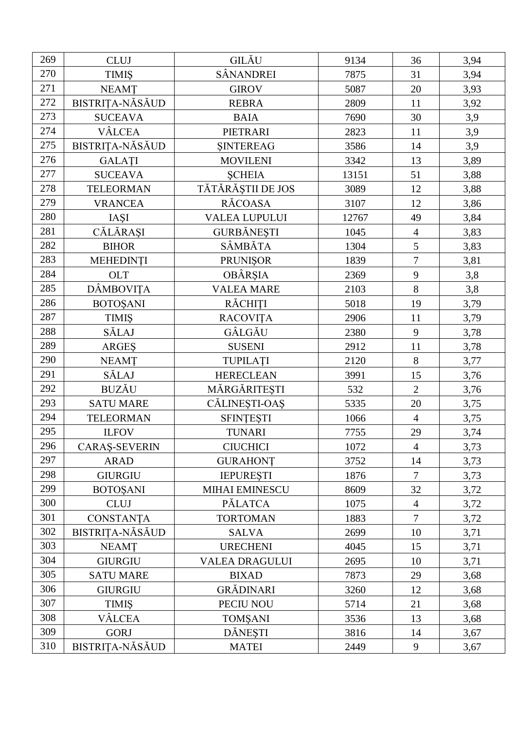| 269 | CLUJ | GILĂU | 9134 | 36 | 3,94 |
|---|---|---|---|---|---|
| 270 | TIMIȘ | SÂNANDREI | 7875 | 31 | 3,94 |
| 271 | NEAMȚ | GIROV | 5087 | 20 | 3,93 |
| 272 | BISTRIȚA-NĂSĂUD | REBRA | 2809 | 11 | 3,92 |
| 273 | SUCEAVA | BAIA | 7690 | 30 | 3,9 |
| 274 | VÂLCEA | PIETRARI | 2823 | 11 | 3,9 |
| 275 | BISTRIȚA-NĂSĂUD | ŞINTEREAG | 3586 | 14 | 3,9 |
| 276 | GALAȚI | MOVILENI | 3342 | 13 | 3,89 |
| 277 | SUCEAVA | ŞCHEIA | 13151 | 51 | 3,88 |
| 278 | TELEORMAN | TĂTĂRĂŞTII DE JOS | 3089 | 12 | 3,88 |
| 279 | VRANCEA | RĂCOASA | 3107 | 12 | 3,86 |
| 280 | IAŞI | VALEA LUPULUI | 12767 | 49 | 3,84 |
| 281 | CĂLĂRAŞI | GURBĂNEŞTI | 1045 | 4 | 3,83 |
| 282 | BIHOR | SÂMBĂTA | 1304 | 5 | 3,83 |
| 283 | MEHEDINȚI | PRUNIȘOR | 1839 | 7 | 3,81 |
| 284 | OLT | OBÂRŞIA | 2369 | 9 | 3,8 |
| 285 | DÂMBOVIȚA | VALEA MARE | 2103 | 8 | 3,8 |
| 286 | BOTOȘANI | RĂCHIȚI | 5018 | 19 | 3,79 |
| 287 | TIMIȘ | RACOVIȚA | 2906 | 11 | 3,79 |
| 288 | SĂLAJ | GÂLGĂU | 2380 | 9 | 3,78 |
| 289 | ARGEȘ | SUSENI | 2912 | 11 | 3,78 |
| 290 | NEAMȚ | TUPILAȚI | 2120 | 8 | 3,77 |
| 291 | SĂLAJ | HERECLEAN | 3991 | 15 | 3,76 |
| 292 | BUZĂU | MĂRGĂRITEȘTI | 532 | 2 | 3,76 |
| 293 | SATU MARE | CĂLINEȘTI-OAȘ | 5335 | 20 | 3,75 |
| 294 | TELEORMAN | SFINȚEȘTI | 1066 | 4 | 3,75 |
| 295 | ILFOV | TUNARI | 7755 | 29 | 3,74 |
| 296 | CARAŞ-SEVERIN | CIUCHICI | 1072 | 4 | 3,73 |
| 297 | ARAD | GURAHONȚ | 3752 | 14 | 3,73 |
| 298 | GIURGIU | IEPUREŞTI | 1876 | 7 | 3,73 |
| 299 | BOTOȘANI | MIHAI EMINESCU | 8609 | 32 | 3,72 |
| 300 | CLUJ | PĂLATCA | 1075 | 4 | 3,72 |
| 301 | CONSTANȚA | TORTOMAN | 1883 | 7 | 3,72 |
| 302 | BISTRIȚA-NĂSĂUD | SALVA | 2699 | 10 | 3,71 |
| 303 | NEAMȚ | URECHENI | 4045 | 15 | 3,71 |
| 304 | GIURGIU | VALEA DRAGULUI | 2695 | 10 | 3,71 |
| 305 | SATU MARE | BIXAD | 7873 | 29 | 3,68 |
| 306 | GIURGIU | GRĂDINARI | 3260 | 12 | 3,68 |
| 307 | TIMIȘ | PECIU NOU | 5714 | 21 | 3,68 |
| 308 | VÂLCEA | TOMŞANI | 3536 | 13 | 3,68 |
| 309 | GORJ | DĂNEŞTI | 3816 | 14 | 3,67 |
| 310 | BISTRIȚA-NĂSĂUD | MATEI | 2449 | 9 | 3,67 |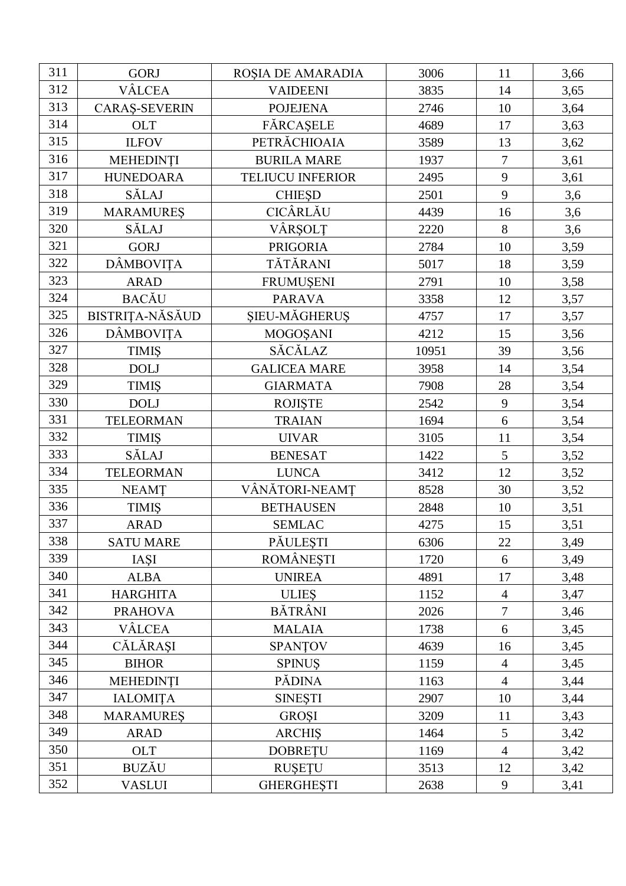| | | | | | |
|---|---|---|---|---|---|
| 311 | GORJ | ROŞIA DE AMARADIA | 3006 | 11 | 3,66 |
| 312 | VÂLCEA | VAIDEENI | 3835 | 14 | 3,65 |
| 313 | CARAŞ-SEVERIN | POJEJENA | 2746 | 10 | 3,64 |
| 314 | OLT | FĂRCAŞELE | 4689 | 17 | 3,63 |
| 315 | ILFOV | PETRĂCHIOAIA | 3589 | 13 | 3,62 |
| 316 | MEHEDINŢI | BURILA MARE | 1937 | 7 | 3,61 |
| 317 | HUNEDOARA | TELIUCU INFERIOR | 2495 | 9 | 3,61 |
| 318 | SĂLAJ | CHIEŞD | 2501 | 9 | 3,6 |
| 319 | MARAMUREŞ | CICÂRLĂU | 4439 | 16 | 3,6 |
| 320 | SĂLAJ | VÂRŞOLŢ | 2220 | 8 | 3,6 |
| 321 | GORJ | PRIGORIA | 2784 | 10 | 3,59 |
| 322 | DÂMBOVIŢA | TĂTĂRANI | 5017 | 18 | 3,59 |
| 323 | ARAD | FRUMUŞENI | 2791 | 10 | 3,58 |
| 324 | BACĂU | PARAVA | 3358 | 12 | 3,57 |
| 325 | BISTRIŢA-NĂSĂUD | ŞIEU-MĂGHERUŞ | 4757 | 17 | 3,57 |
| 326 | DÂMBOVIŢA | MOGOŞANI | 4212 | 15 | 3,56 |
| 327 | TIMIŞ | SĂCĂLAZ | 10951 | 39 | 3,56 |
| 328 | DOLJ | GALICEA MARE | 3958 | 14 | 3,54 |
| 329 | TIMIŞ | GIARMATA | 7908 | 28 | 3,54 |
| 330 | DOLJ | ROJIŞTE | 2542 | 9 | 3,54 |
| 331 | TELEORMAN | TRAIAN | 1694 | 6 | 3,54 |
| 332 | TIMIŞ | UIVAR | 3105 | 11 | 3,54 |
| 333 | SĂLAJ | BENESAT | 1422 | 5 | 3,52 |
| 334 | TELEORMAN | LUNCA | 3412 | 12 | 3,52 |
| 335 | NEAMŢ | VÂNĂTORI-NEAMŢ | 8528 | 30 | 3,52 |
| 336 | TIMIŞ | BETHAUSEN | 2848 | 10 | 3,51 |
| 337 | ARAD | SEMLAC | 4275 | 15 | 3,51 |
| 338 | SATU MARE | PĂULEŞTI | 6306 | 22 | 3,49 |
| 339 | IAŞI | ROMÂNEŞTI | 1720 | 6 | 3,49 |
| 340 | ALBA | UNIREA | 4891 | 17 | 3,48 |
| 341 | HARGHITA | ULIEŞ | 1152 | 4 | 3,47 |
| 342 | PRAHOVA | BĂTRÂNI | 2026 | 7 | 3,46 |
| 343 | VÂLCEA | MALAIA | 1738 | 6 | 3,45 |
| 344 | CĂLĂRAŞI | SPANŢOV | 4639 | 16 | 3,45 |
| 345 | BIHOR | SPINUŞ | 1159 | 4 | 3,45 |
| 346 | MEHEDINŢI | PĂDINA | 1163 | 4 | 3,44 |
| 347 | IALOMIŢA | SINEŞTI | 2907 | 10 | 3,44 |
| 348 | MARAMUREŞ | GROŞI | 3209 | 11 | 3,43 |
| 349 | ARAD | ARCHIŞ | 1464 | 5 | 3,42 |
| 350 | OLT | DOBREŢU | 1169 | 4 | 3,42 |
| 351 | BUZĂU | RUŞEŢU | 3513 | 12 | 3,42 |
| 352 | VASLUI | GHERGHEŞTI | 2638 | 9 | 3,41 |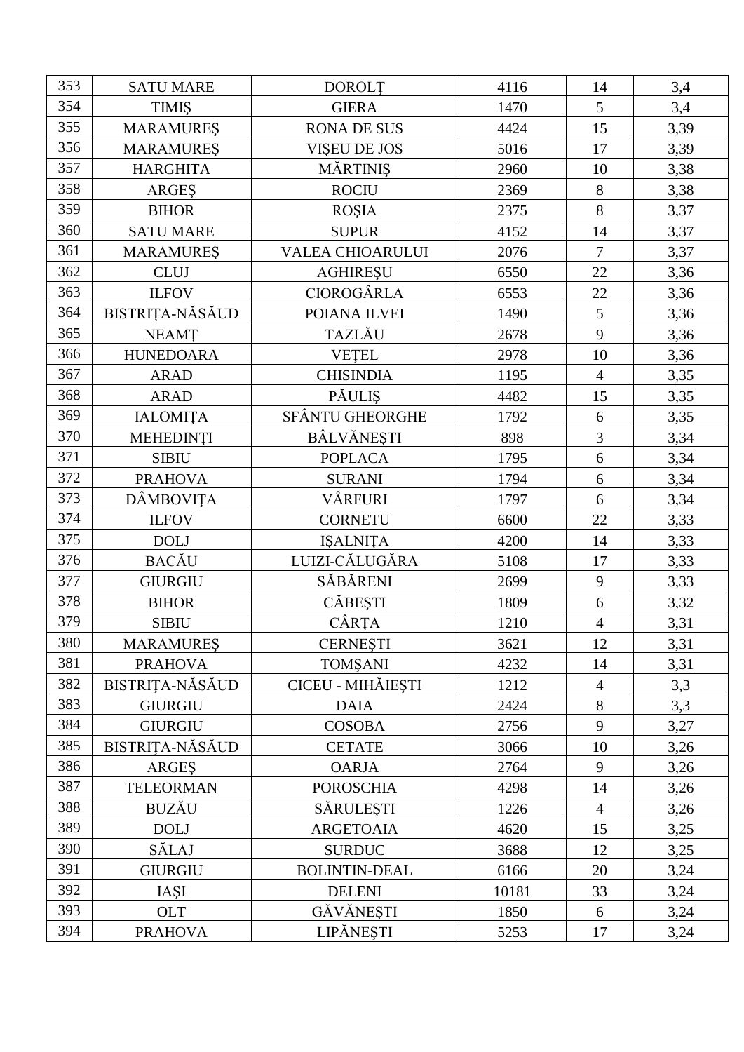| | | | | | |
|---|---|---|---|---|---|
| 353 | SATU MARE | DOROLȚ | 4116 | 14 | 3,4 |
| 354 | TIMIȘ | GIERA | 1470 | 5 | 3,4 |
| 355 | MARAMUREȘ | RONA DE SUS | 4424 | 15 | 3,39 |
| 356 | MARAMUREȘ | VIȘEU DE JOS | 5016 | 17 | 3,39 |
| 357 | HARGHITA | MĂRTINIȘ | 2960 | 10 | 3,38 |
| 358 | ARGEȘ | ROCIU | 2369 | 8 | 3,38 |
| 359 | BIHOR | ROŞIA | 2375 | 8 | 3,37 |
| 360 | SATU MARE | SUPUR | 4152 | 14 | 3,37 |
| 361 | MARAMUREȘ | VALEA CHIOARULUI | 2076 | 7 | 3,37 |
| 362 | CLUJ | AGHIREȘU | 6550 | 22 | 3,36 |
| 363 | ILFOV | CIOROGÂRLA | 6553 | 22 | 3,36 |
| 364 | BISTRIȚA-NĂSĂUD | POIANA ILVEI | 1490 | 5 | 3,36 |
| 365 | NEAMȚ | TAZLĂU | 2678 | 9 | 3,36 |
| 366 | HUNEDOARA | VEȚEL | 2978 | 10 | 3,36 |
| 367 | ARAD | CHISINDIA | 1195 | 4 | 3,35 |
| 368 | ARAD | PĂULIȘ | 4482 | 15 | 3,35 |
| 369 | IALOMIȚA | SFÂNTU GHEORGHE | 1792 | 6 | 3,35 |
| 370 | MEHEDINȚI | BÂLVĂNEȘTI | 898 | 3 | 3,34 |
| 371 | SIBIU | POPLACA | 1795 | 6 | 3,34 |
| 372 | PRAHOVA | SURANI | 1794 | 6 | 3,34 |
| 373 | DÂMBOVIȚA | VÂRFURI | 1797 | 6 | 3,34 |
| 374 | ILFOV | CORNETU | 6600 | 22 | 3,33 |
| 375 | DOLJ | IŞALNIȚA | 4200 | 14 | 3,33 |
| 376 | BACĂU | LUIZI-CĂLUGĂRA | 5108 | 17 | 3,33 |
| 377 | GIURGIU | SĂBĂRENI | 2699 | 9 | 3,33 |
| 378 | BIHOR | CĂBEȘTI | 1809 | 6 | 3,32 |
| 379 | SIBIU | CÂRȚA | 1210 | 4 | 3,31 |
| 380 | MARAMUREȘ | CERNEȘTI | 3621 | 12 | 3,31 |
| 381 | PRAHOVA | TOMȘANI | 4232 | 14 | 3,31 |
| 382 | BISTRIȚA-NĂSĂUD | CICEU - MIHĂIEȘTI | 1212 | 4 | 3,3 |
| 383 | GIURGIU | DAIA | 2424 | 8 | 3,3 |
| 384 | GIURGIU | COSOBA | 2756 | 9 | 3,27 |
| 385 | BISTRIȚA-NĂSĂUD | CETATE | 3066 | 10 | 3,26 |
| 386 | ARGEȘ | OARJA | 2764 | 9 | 3,26 |
| 387 | TELEORMAN | POROSCHIA | 4298 | 14 | 3,26 |
| 388 | BUZĂU | SĂRULEȘTI | 1226 | 4 | 3,26 |
| 389 | DOLJ | ARGETOAIA | 4620 | 15 | 3,25 |
| 390 | SĂLAJ | SURDUC | 3688 | 12 | 3,25 |
| 391 | GIURGIU | BOLINTIN-DEAL | 6166 | 20 | 3,24 |
| 392 | IAȘI | DELENI | 10181 | 33 | 3,24 |
| 393 | OLT | GĂVĂNEȘTI | 1850 | 6 | 3,24 |
| 394 | PRAHOVA | LIPĂNEȘTI | 5253 | 17 | 3,24 |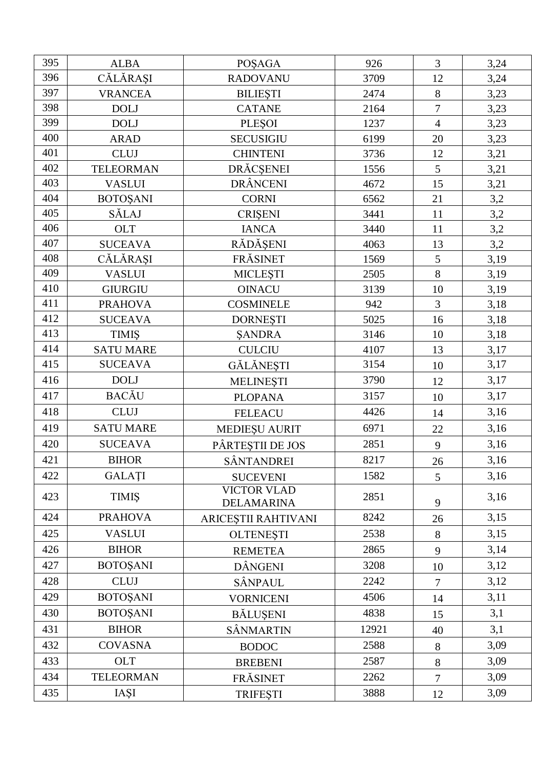| | | | | | |
|---|---|---|---|---|---|
| 395 | ALBA | POŞAGA | 926 | 3 | 3,24 |
| 396 | CĂLĂRAŞI | RADOVANU | 3709 | 12 | 3,24 |
| 397 | VRANCEA | BILIEŞTI | 2474 | 8 | 3,23 |
| 398 | DOLJ | CATANE | 2164 | 7 | 3,23 |
| 399 | DOLJ | PLEȘOI | 1237 | 4 | 3,23 |
| 400 | ARAD | SECUSIGIU | 6199 | 20 | 3,23 |
| 401 | CLUJ | CHINTENI | 3736 | 12 | 3,21 |
| 402 | TELEORMAN | DRĂCŞENEI | 1556 | 5 | 3,21 |
| 403 | VASLUI | DRÂNCENI | 4672 | 15 | 3,21 |
| 404 | BOTOŞANI | CORNI | 6562 | 21 | 3,2 |
| 405 | SĂLAJ | CRIŞENI | 3441 | 11 | 3,2 |
| 406 | OLT | IANCA | 3440 | 11 | 3,2 |
| 407 | SUCEAVA | RĂDĂŞENI | 4063 | 13 | 3,2 |
| 408 | CĂLĂRAŞI | FRĂSINET | 1569 | 5 | 3,19 |
| 409 | VASLUI | MICLEȘTI | 2505 | 8 | 3,19 |
| 410 | GIURGIU | OINACU | 3139 | 10 | 3,19 |
| 411 | PRAHOVA | COSMINELE | 942 | 3 | 3,18 |
| 412 | SUCEAVA | DORNEŞTI | 5025 | 16 | 3,18 |
| 413 | TIMIȘ | ŞANDRA | 3146 | 10 | 3,18 |
| 414 | SATU MARE | CULCIU | 4107 | 13 | 3,17 |
| 415 | SUCEAVA | GĂLĂNEŞTI | 3154 | 10 | 3,17 |
| 416 | DOLJ | MELINEŞTI | 3790 | 12 | 3,17 |
| 417 | BACĂU | PLOPANA | 3157 | 10 | 3,17 |
| 418 | CLUJ | FELEACU | 4426 | 14 | 3,16 |
| 419 | SATU MARE | MEDIEŞU AURIT | 6971 | 22 | 3,16 |
| 420 | SUCEAVA | PÂRTEȘTII DE JOS | 2851 | 9 | 3,16 |
| 421 | BIHOR | SÂNTANDREI | 8217 | 26 | 3,16 |
| 422 | GALAȚI | SUCEVENI | 1582 | 5 | 3,16 |
| 423 | TIMIȘ | VICTOR VLAD DELAMARINA | 2851 | 9 | 3,16 |
| 424 | PRAHOVA | ARICEŞTII RAHTIVANI | 8242 | 26 | 3,15 |
| 425 | VASLUI | OLTENEŞTI | 2538 | 8 | 3,15 |
| 426 | BIHOR | REMETEA | 2865 | 9 | 3,14 |
| 427 | BOTOŞANI | DÂNGENI | 3208 | 10 | 3,12 |
| 428 | CLUJ | SÂNPAUL | 2242 | 7 | 3,12 |
| 429 | BOTOŞANI | VORNICENI | 4506 | 14 | 3,11 |
| 430 | BOTOŞANI | BĂLUŞENI | 4838 | 15 | 3,1 |
| 431 | BIHOR | SÂNMARTIN | 12921 | 40 | 3,1 |
| 432 | COVASNA | BODOC | 2588 | 8 | 3,09 |
| 433 | OLT | BREBENI | 2587 | 8 | 3,09 |
| 434 | TELEORMAN | FRĂSINET | 2262 | 7 | 3,09 |
| 435 | IAŞI | TRIFEȘTI | 3888 | 12 | 3,09 |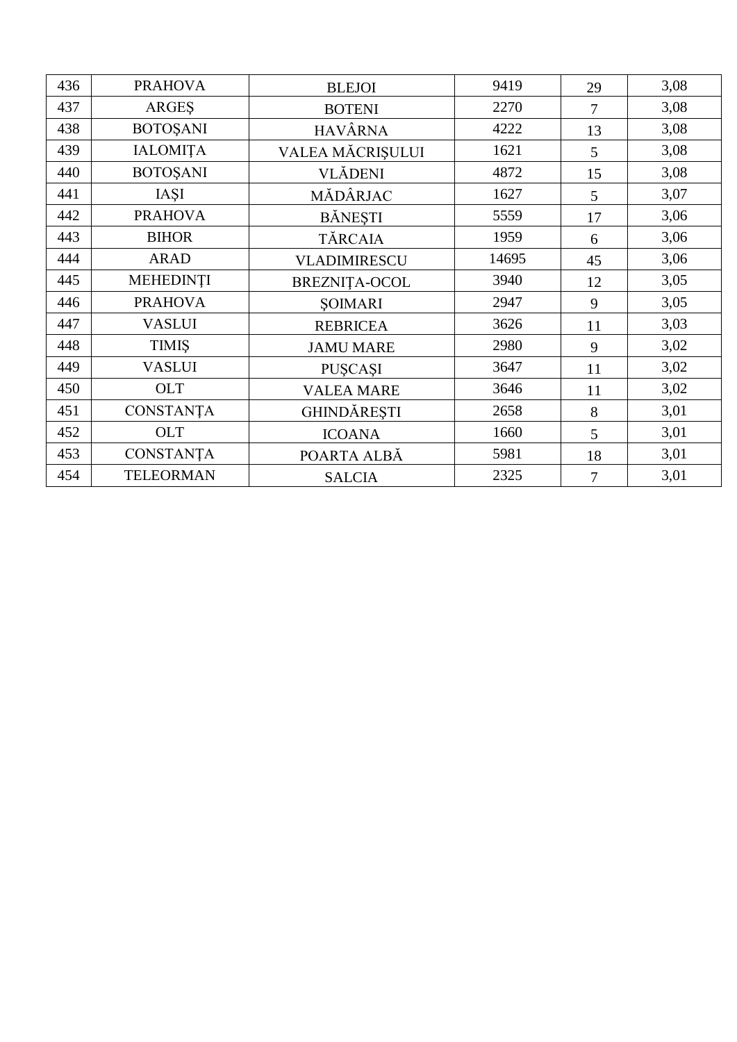| | | | | | |
|---|---|---|---|---|---|
| 436 | PRAHOVA | BLEJOI | 9419 | 29 | 3,08 |
| 437 | ARGEŞ | BOTENI | 2270 | 7 | 3,08 |
| 438 | BOTOŞANI | HAVÂRNA | 4222 | 13 | 3,08 |
| 439 | IALOMIŢA | VALEA MĂCRIŞULUI | 1621 | 5 | 3,08 |
| 440 | BOTOŞANI | VLĂDENI | 4872 | 15 | 3,08 |
| 441 | IAŞI | MĂDÂRJAC | 1627 | 5 | 3,07 |
| 442 | PRAHOVA | BĂNEŞTI | 5559 | 17 | 3,06 |
| 443 | BIHOR | TĂRCAIA | 1959 | 6 | 3,06 |
| 444 | ARAD | VLADIMIRESCU | 14695 | 45 | 3,06 |
| 445 | MEHEDINŢI | BREZNIŢA-OCOL | 3940 | 12 | 3,05 |
| 446 | PRAHOVA | ŞOIMARI | 2947 | 9 | 3,05 |
| 447 | VASLUI | REBRICEA | 3626 | 11 | 3,03 |
| 448 | TIMIŞ | JAMU MARE | 2980 | 9 | 3,02 |
| 449 | VASLUI | PUŞCAŞI | 3647 | 11 | 3,02 |
| 450 | OLT | VALEA MARE | 3646 | 11 | 3,02 |
| 451 | CONSTANŢA | GHINDĂREŞTI | 2658 | 8 | 3,01 |
| 452 | OLT | ICOANA | 1660 | 5 | 3,01 |
| 453 | CONSTANŢA | POARTA ALBĂ | 5981 | 18 | 3,01 |
| 454 | TELEORMAN | SALCIA | 2325 | 7 | 3,01 |